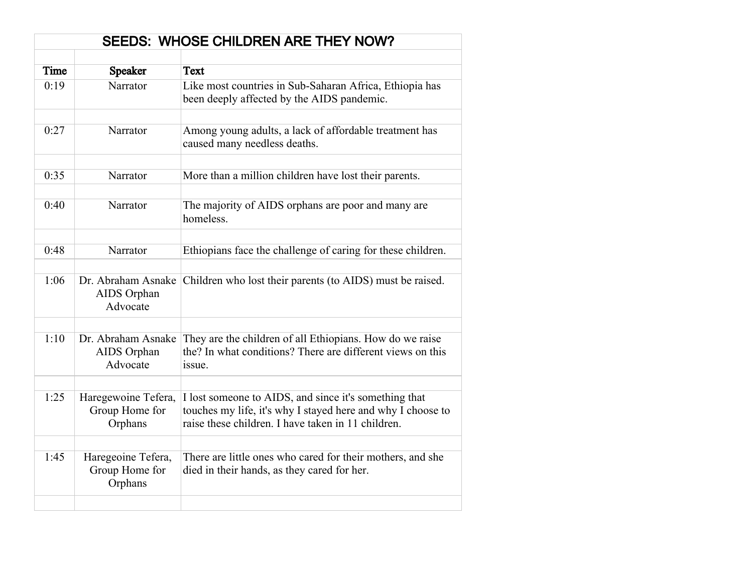# SEEDS: WHOSE CHILDREN ARE THEY NOW?

| Time | Speaker | Text |
|---|---|---|
| 0:19 | Narrator | Like most countries in Sub-Saharan Africa, Ethiopia has been deeply affected by the AIDS pandemic. |
| 0:27 | Narrator | Among young adults, a lack of affordable treatment has caused many needless deaths. |
| 0:35 | Narrator | More than a million children have lost their parents. |
| 0:40 | Narrator | The majority of AIDS orphans are poor and many are homeless. |
| 0:48 | Narrator | Ethiopians face the challenge of caring for these children. |
| 1:06 | Dr. Abraham Asnake AIDS Orphan Advocate | Children who lost their parents (to AIDS) must be raised. |
| 1:10 | Dr. Abraham Asnake AIDS Orphan Advocate | They are the children of all Ethiopians. How do we raise the? In what conditions? There are different views on this issue. |
| 1:25 | Haregewoine Tefera, Group Home for Orphans | I lost someone to AIDS, and since it's something that touches my life, it's why I stayed here and why I choose to raise these children. I have taken in 11 children. |
| 1:45 | Haregeoine Tefera, Group Home for Orphans | There are little ones who cared for their mothers, and she died in their hands, as they cared for her. |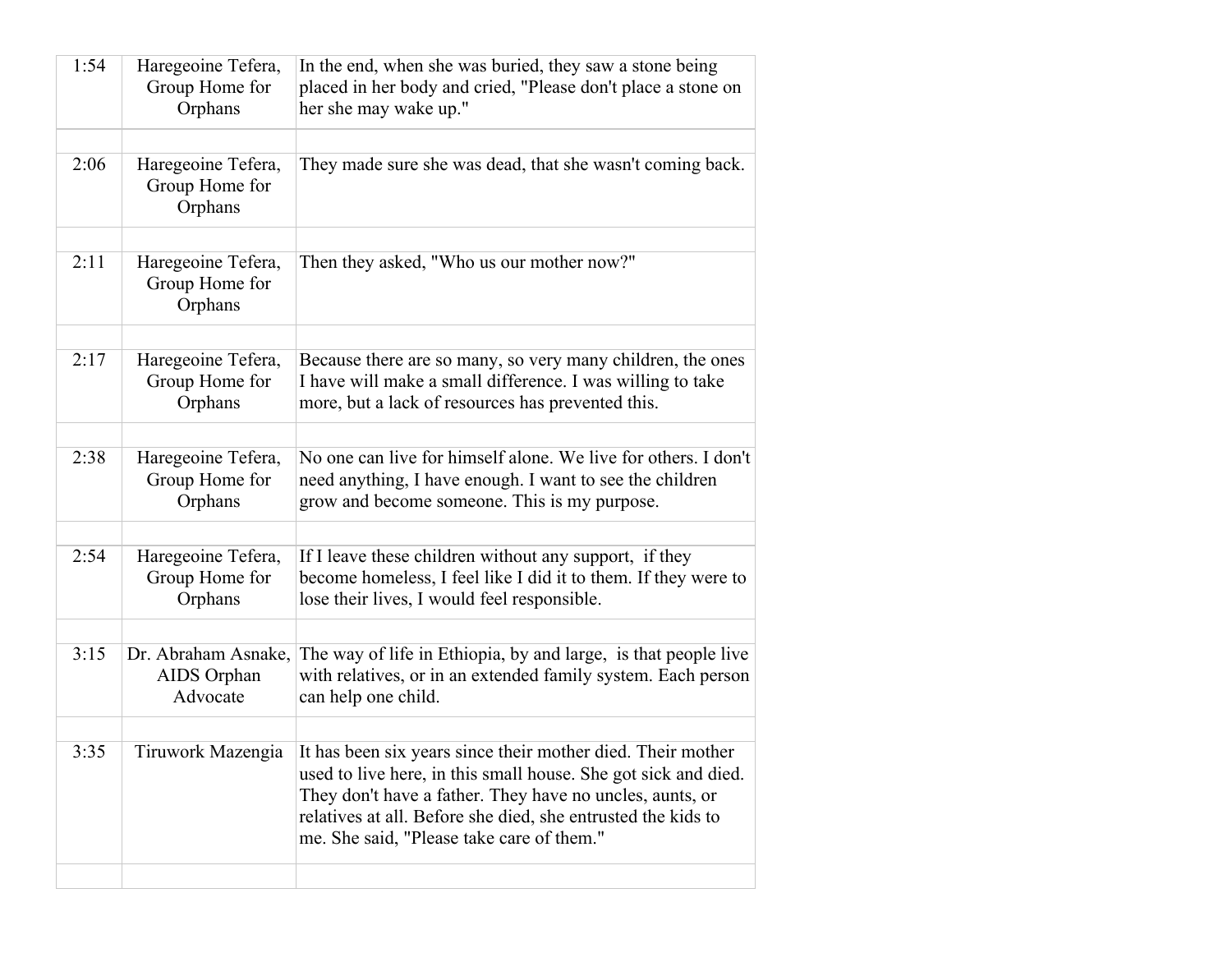| | | |
|---|---|---|
| 1:54 | Haregeoine Tefera, Group Home for Orphans | In the end, when she was buried, they saw a stone being placed in her body and cried, "Please don't place a stone on her she may wake up." |
| | | |
| 2:06 | Haregeoine Tefera, Group Home for Orphans | They made sure she was dead, that she wasn't coming back. |
| | | |
| 2:11 | Haregeoine Tefera, Group Home for Orphans | Then they asked, "Who us our mother now?" |
| | | |
| 2:17 | Haregeoine Tefera, Group Home for Orphans | Because there are so many, so very many children, the ones I have will make a small difference. I was willing to take more, but a lack of resources has prevented this. |
| | | |
| 2:38 | Haregeoine Tefera, Group Home for Orphans | No one can live for himself alone. We live for others. I don't need anything, I have enough. I want to see the children grow and become someone. This is my purpose. |
| | | |
| 2:54 | Haregeoine Tefera, Group Home for Orphans | If I leave these children without any support, if they become homeless, I feel like I did it to them. If they were to lose their lives, I would feel responsible. |
| | | |
| 3:15 | Dr. Abraham Asnake, AIDS Orphan Advocate | The way of life in Ethiopia, by and large, is that people live with relatives, or in an extended family system. Each person can help one child. |
| | | |
| 3:35 | Tiruwork Mazengia | It has been six years since their mother died. Their mother used to live here, in this small house. She got sick and died. They don't have a father. They have no uncles, aunts, or relatives at all. Before she died, she entrusted the kids to me. She said, "Please take care of them." |
| | | |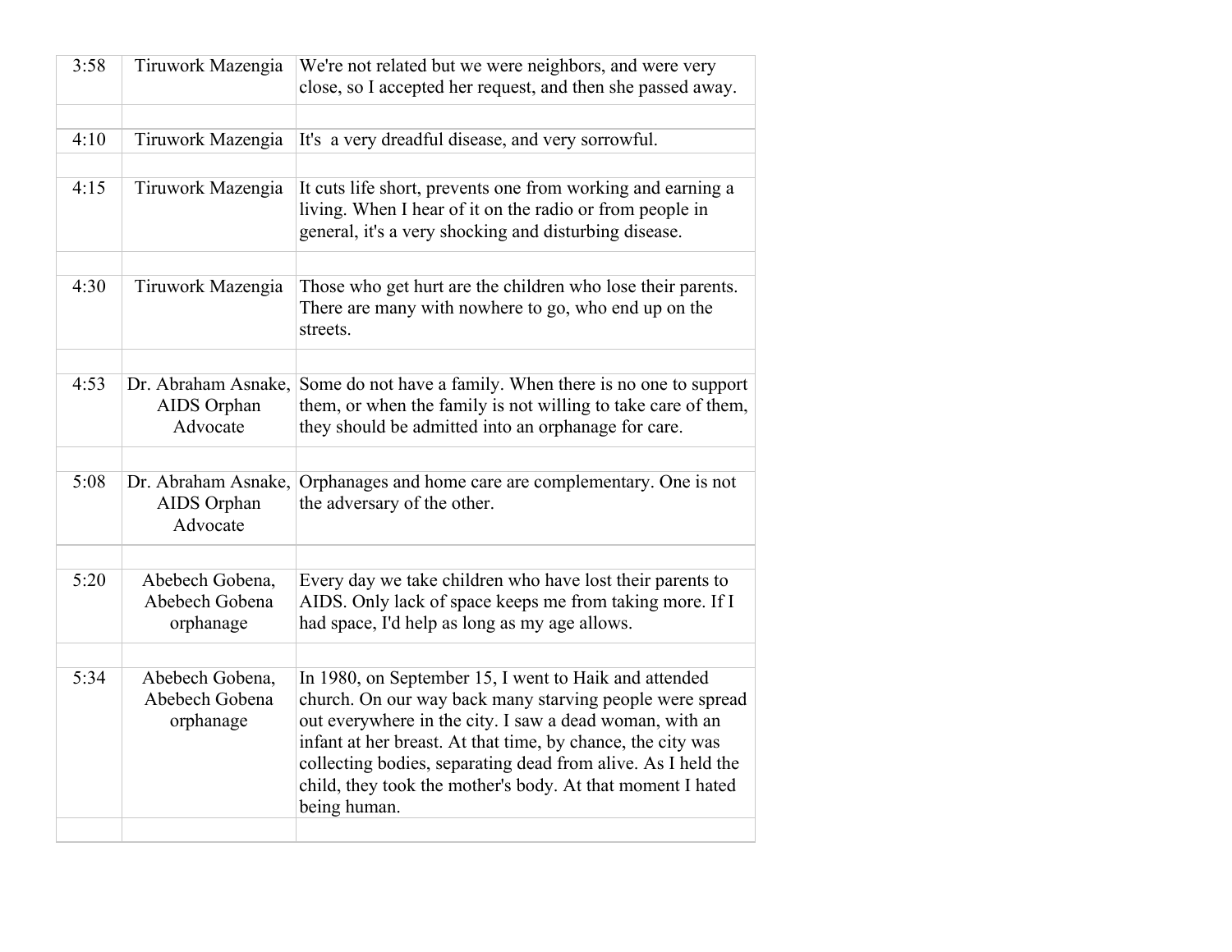| | | |
|---|---|---|
| 3:58 | Tiruwork Mazengia | We're not related but we were neighbors, and were very close, so I accepted her request, and then she passed away. |
| | | |
| 4:10 | Tiruwork Mazengia | It's a very dreadful disease, and very sorrowful. |
| | | |
| 4:15 | Tiruwork Mazengia | It cuts life short, prevents one from working and earning a living. When I hear of it on the radio or from people in general, it's a very shocking and disturbing disease. |
| | | |
| 4:30 | Tiruwork Mazengia | Those who get hurt are the children who lose their parents. There are many with nowhere to go, who end up on the streets. |
| | | |
| 4:53 | Dr. Abraham Asnake, AIDS Orphan Advocate | Some do not have a family. When there is no one to support them, or when the family is not willing to take care of them, they should be admitted into an orphanage for care. |
| | | |
| 5:08 | Dr. Abraham Asnake, AIDS Orphan Advocate | Orphanages and home care are complementary. One is not the adversary of the other. |
| | | |
| 5:20 | Abebech Gobena, Abebech Gobena orphanage | Every day we take children who have lost their parents to AIDS. Only lack of space keeps me from taking more. If I had space, I'd help as long as my age allows. |
| | | |
| 5:34 | Abebech Gobena, Abebech Gobena orphanage | In 1980, on September 15, I went to Haik and attended church. On our way back many starving people were spread out everywhere in the city. I saw a dead woman, with an infant at her breast. At that time, by chance, the city was collecting bodies, separating dead from alive. As I held the child, they took the mother's body. At that moment I hated being human. |
| | | |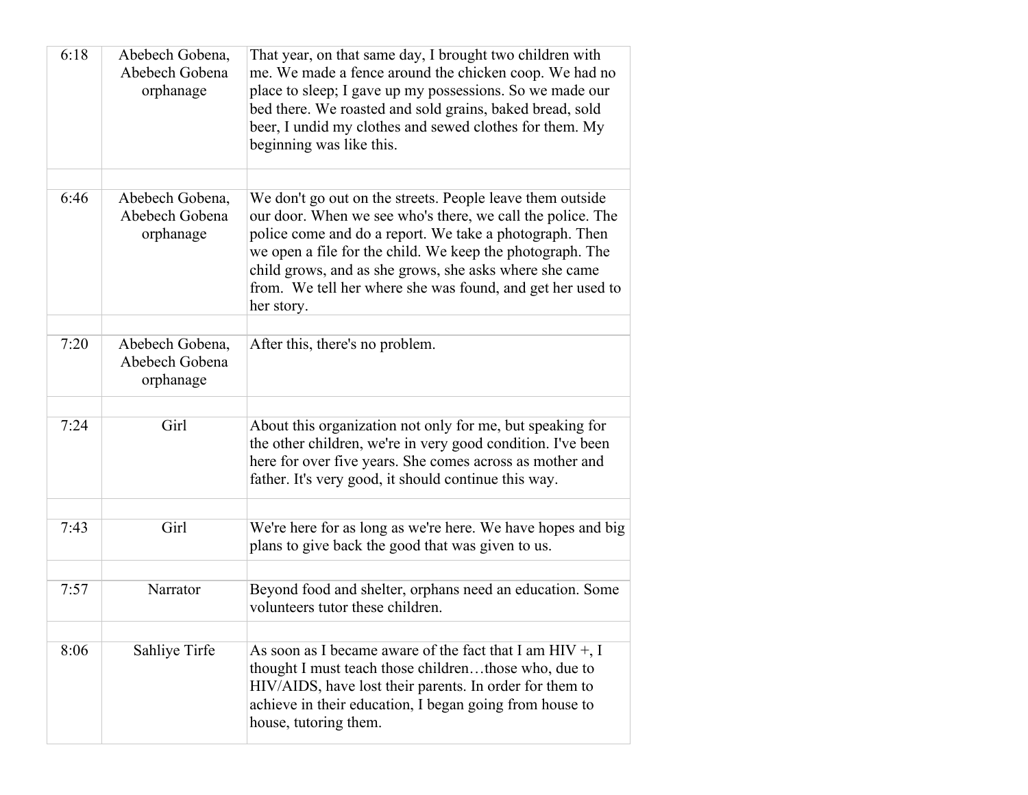| | | |
|---|---|---|
| 6:18 | Abebech Gobena, Abebech Gobena orphanage | That year, on that same day, I brought two children with me. We made a fence around the chicken coop. We had no place to sleep; I gave up my possessions. So we made our bed there. We roasted and sold grains, baked bread, sold beer, I undid my clothes and sewed clothes for them. My beginning was like this. |
| | | |
| 6:46 | Abebech Gobena, Abebech Gobena orphanage | We don't go out on the streets. People leave them outside our door. When we see who's there, we call the police. The police come and do a report. We take a photograph. Then we open a file for the child. We keep the photograph. The child grows, and as she grows, she asks where she came from. We tell her where she was found, and get her used to her story. |
| | | |
| 7:20 | Abebech Gobena, Abebech Gobena orphanage | After this, there's no problem. |
| | | |
| 7:24 | Girl | About this organization not only for me, but speaking for the other children, we're in very good condition. I've been here for over five years. She comes across as mother and father. It's very good, it should continue this way. |
| | | |
| 7:43 | Girl | We're here for as long as we're here. We have hopes and big plans to give back the good that was given to us. |
| | | |
| 7:57 | Narrator | Beyond food and shelter, orphans need an education. Some volunteers tutor these children. |
| | | |
| 8:06 | Sahliye Tirfe | As soon as I became aware of the fact that I am HIV +, I thought I must teach those children…those who, due to HIV/AIDS, have lost their parents. In order for them to achieve in their education, I began going from house to house, tutoring them. |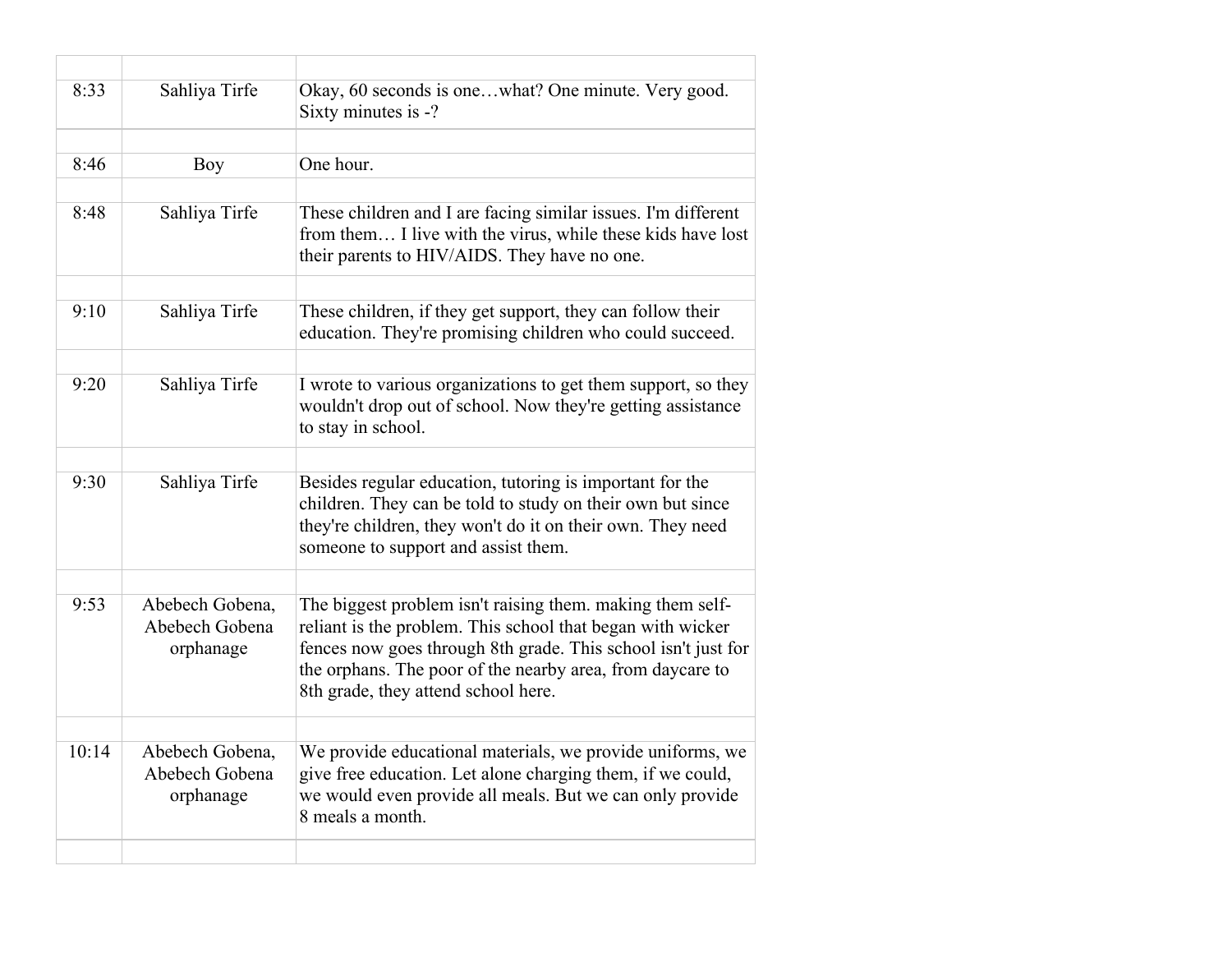| | | |
|---|---|---|
| 8:33 | Sahliya Tirfe | Okay, 60 seconds is one…what? One minute. Very good. Sixty minutes is -? |
| | | |
| 8:46 | Boy | One hour. |
| | | |
| 8:48 | Sahliya Tirfe | These children and I are facing similar issues. I'm different from them… I live with the virus, while these kids have lost their parents to HIV/AIDS. They have no one. |
| | | |
| 9:10 | Sahliya Tirfe | These children, if they get support, they can follow their education. They're promising children who could succeed. |
| | | |
| 9:20 | Sahliya Tirfe | I wrote to various organizations to get them support, so they wouldn't drop out of school. Now they're getting assistance to stay in school. |
| | | |
| 9:30 | Sahliya Tirfe | Besides regular education, tutoring is important for the children. They can be told to study on their own but since they're children, they won't do it on their own. They need someone to support and assist them. |
| | | |
| 9:53 | Abebech Gobena, Abebech Gobena orphanage | The biggest problem isn't raising them. making them self-reliant is the problem. This school that began with wicker fences now goes through 8th grade. This school isn't just for the orphans. The poor of the nearby area, from daycare to 8th grade, they attend school here. |
| | | |
| 10:14 | Abebech Gobena, Abebech Gobena orphanage | We provide educational materials, we provide uniforms, we give free education. Let alone charging them, if we could, we would even provide all meals. But we can only provide 8 meals a month. |
| | | |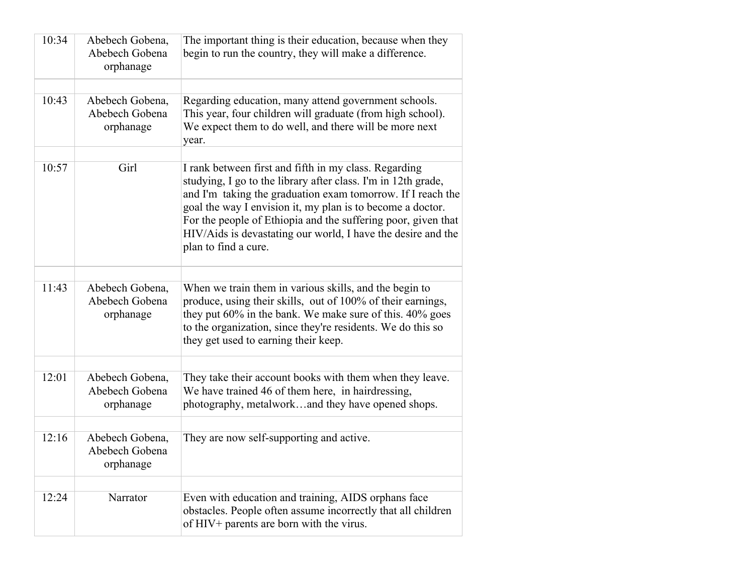| | | |
|---|---|---|
| 10:34 | Abebech Gobena, Abebech Gobena orphanage | The important thing is their education, because when they begin to run the country, they will make a difference. |
| | | |
| 10:43 | Abebech Gobena, Abebech Gobena orphanage | Regarding education, many attend government schools. This year, four children will graduate (from high school). We expect them to do well, and there will be more next year. |
| | | |
| 10:57 | Girl | I rank between first and fifth in my class. Regarding studying, I go to the library after class. I'm in 12th grade, and I'm taking the graduation exam tomorrow. If I reach the goal the way I envision it, my plan is to become a doctor. For the people of Ethiopia and the suffering poor, given that HIV/Aids is devastating our world, I have the desire and the plan to find a cure. |
| | | |
| 11:43 | Abebech Gobena, Abebech Gobena orphanage | When we train them in various skills, and the begin to produce, using their skills, out of 100% of their earnings, they put 60% in the bank. We make sure of this. 40% goes to the organization, since they're residents. We do this so they get used to earning their keep. |
| | | |
| 12:01 | Abebech Gobena, Abebech Gobena orphanage | They take their account books with them when they leave. We have trained 46 of them here, in hairdressing, photography, metalwork…and they have opened shops. |
| | | |
| 12:16 | Abebech Gobena, Abebech Gobena orphanage | They are now self-supporting and active. |
| | | |
| 12:24 | Narrator | Even with education and training, AIDS orphans face obstacles. People often assume incorrectly that all children of HIV+ parents are born with the virus. |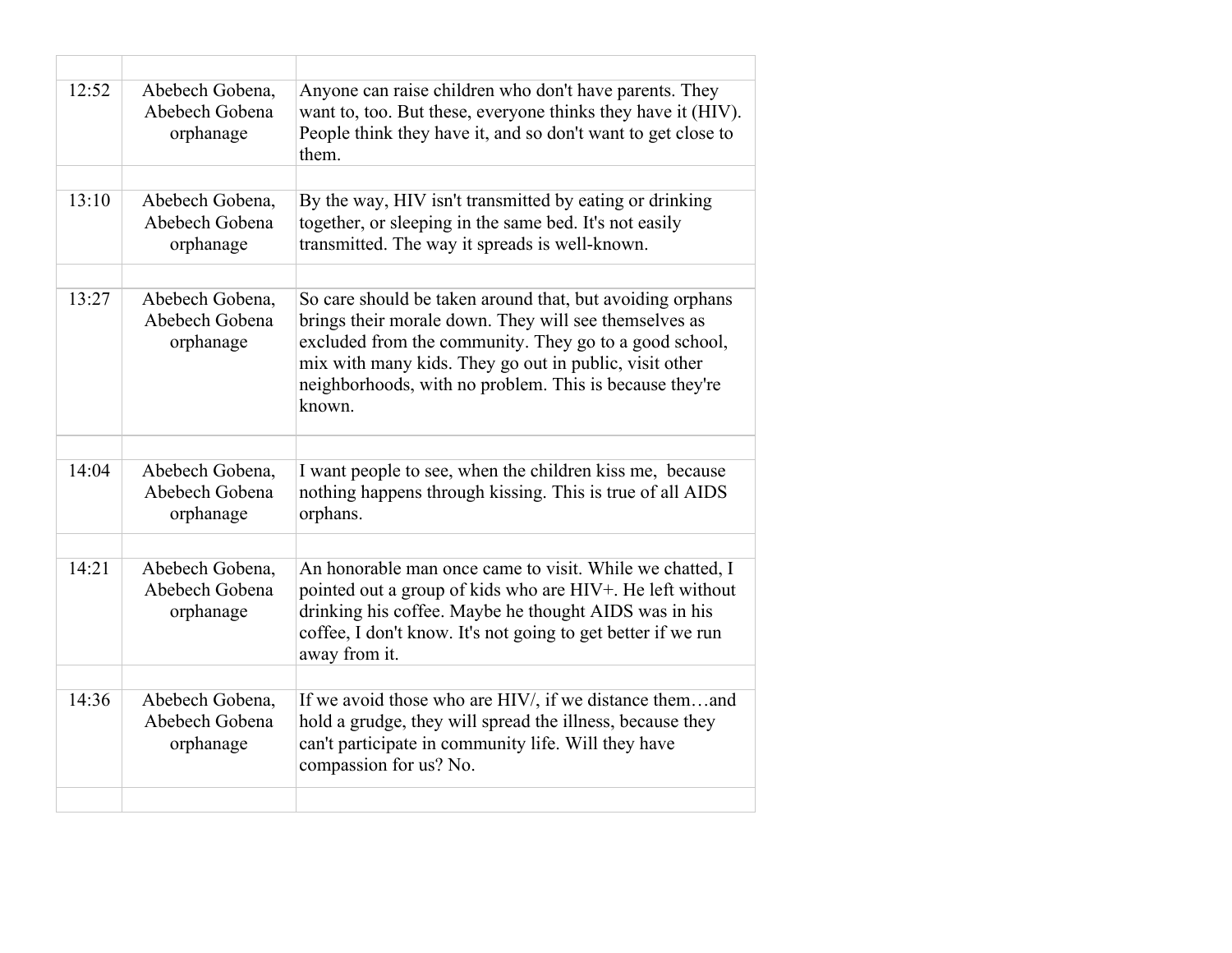| | | |
|---|---|---|
| 12:52 | Abebech Gobena, Abebech Gobena orphanage | Anyone can raise children who don't have parents. They want to, too. But these, everyone thinks they have it (HIV). People think they have it, and so don't want to get close to them. |
| | | |
| 13:10 | Abebech Gobena, Abebech Gobena orphanage | By the way, HIV isn't transmitted by eating or drinking together, or sleeping in the same bed. It's not easily transmitted. The way it spreads is well-known. |
| | | |
| 13:27 | Abebech Gobena, Abebech Gobena orphanage | So care should be taken around that, but avoiding orphans brings their morale down. They will see themselves as excluded from the community. They go to a good school, mix with many kids. They go out in public, visit other neighborhoods, with no problem. This is because they're known. |
| | | |
| 14:04 | Abebech Gobena, Abebech Gobena orphanage | I want people to see, when the children kiss me, because nothing happens through kissing. This is true of all AIDS orphans. |
| | | |
| 14:21 | Abebech Gobena, Abebech Gobena orphanage | An honorable man once came to visit. While we chatted, I pointed out a group of kids who are HIV+. He left without drinking his coffee. Maybe he thought AIDS was in his coffee, I don't know. It's not going to get better if we run away from it. |
| | | |
| 14:36 | Abebech Gobena, Abebech Gobena orphanage | If we avoid those who are HIV/, if we distance them…and hold a grudge, they will spread the illness, because they can't participate in community life. Will they have compassion for us? No. |
| | | |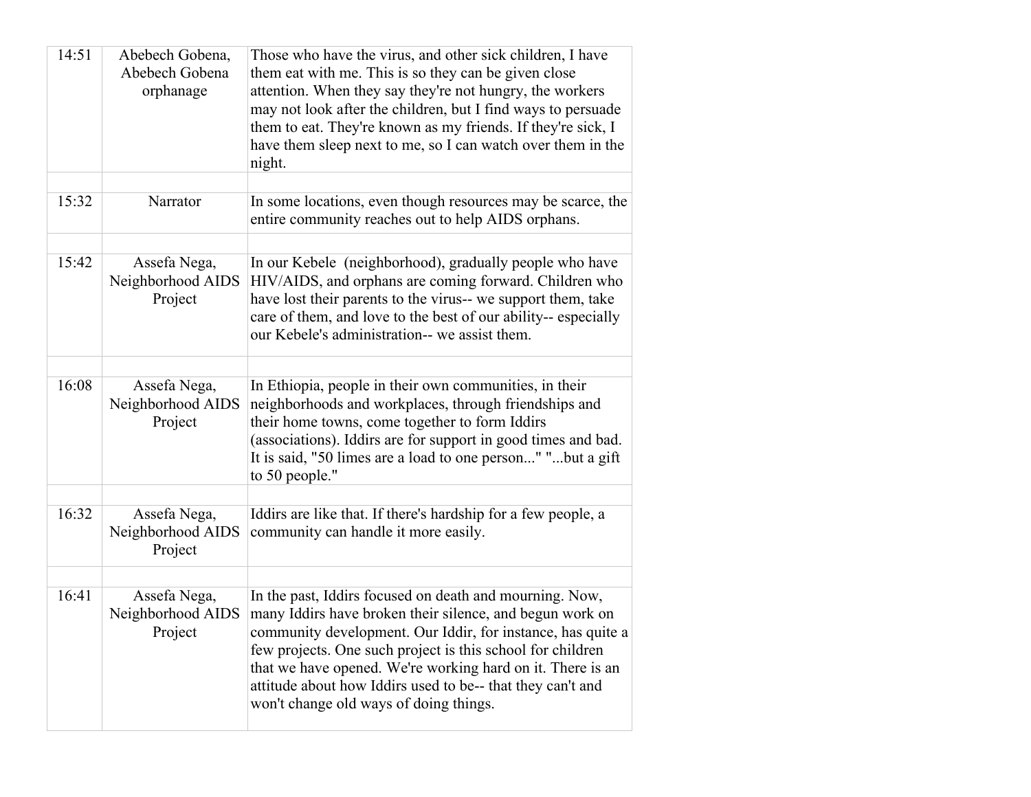| | | |
|---|---|---|
| 14:51 | Abebech Gobena, Abebech Gobena orphanage | Those who have the virus, and other sick children, I have them eat with me. This is so they can be given close attention. When they say they're not hungry, the workers may not look after the children, but I find ways to persuade them to eat. They're known as my friends. If they're sick, I have them sleep next to me, so I can watch over them in the night. |
| | | |
| 15:32 | Narrator | In some locations, even though resources may be scarce, the entire community reaches out to help AIDS orphans. |
| | | |
| 15:42 | Assefa Nega, Neighborhood AIDS Project | In our Kebele (neighborhood), gradually people who have HIV/AIDS, and orphans are coming forward. Children who have lost their parents to the virus-- we support them, take care of them, and love to the best of our ability-- especially our Kebele's administration-- we assist them. |
| | | |
| 16:08 | Assefa Nega, Neighborhood AIDS Project | In Ethiopia, people in their own communities, in their neighborhoods and workplaces, through friendships and their home towns, come together to form Iddirs (associations). Iddirs are for support in good times and bad. It is said, "50 limes are a load to one person..." "...but a gift to 50 people." |
| | | |
| 16:32 | Assefa Nega, Neighborhood AIDS Project | Iddirs are like that. If there's hardship for a few people, a community can handle it more easily. |
| | | |
| 16:41 | Assefa Nega, Neighborhood AIDS Project | In the past, Iddirs focused on death and mourning. Now, many Iddirs have broken their silence, and begun work on community development. Our Iddir, for instance, has quite a few projects. One such project is this school for children that we have opened. We're working hard on it. There is an attitude about how Iddirs used to be-- that they can't and won't change old ways of doing things. |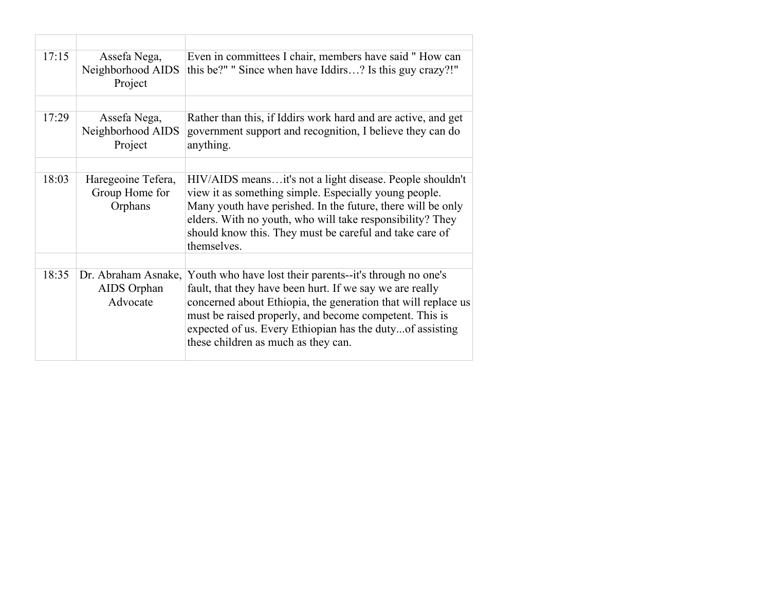| | | |
|---|---|---|
| | | |
| 17:15 | Assefa Nega, Neighborhood AIDS Project | Even in committees I chair, members have said " How can this be?" " Since when have Iddirs…? Is this guy crazy?!" |
| | | |
| 17:29 | Assefa Nega, Neighborhood AIDS Project | Rather than this, if Iddirs work hard and are active, and get government support and recognition, I believe they can do anything. |
| | | |
| 18:03 | Haregeoine Tefera, Group Home for Orphans | HIV/AIDS means…it's not a light disease. People shouldn't view it as something simple. Especially young people. Many youth have perished. In the future, there will be only elders. With no youth, who will take responsibility? They should know this. They must be careful and take care of themselves. |
| | | |
| 18:35 | Dr. Abraham Asnake, AIDS Orphan Advocate | Youth who have lost their parents--it's through no one's fault, that they have been hurt. If we say we are really concerned about Ethiopia, the generation that will replace us must be raised properly, and become competent. This is expected of us. Every Ethiopian has the duty...of assisting these children as much as they can. |